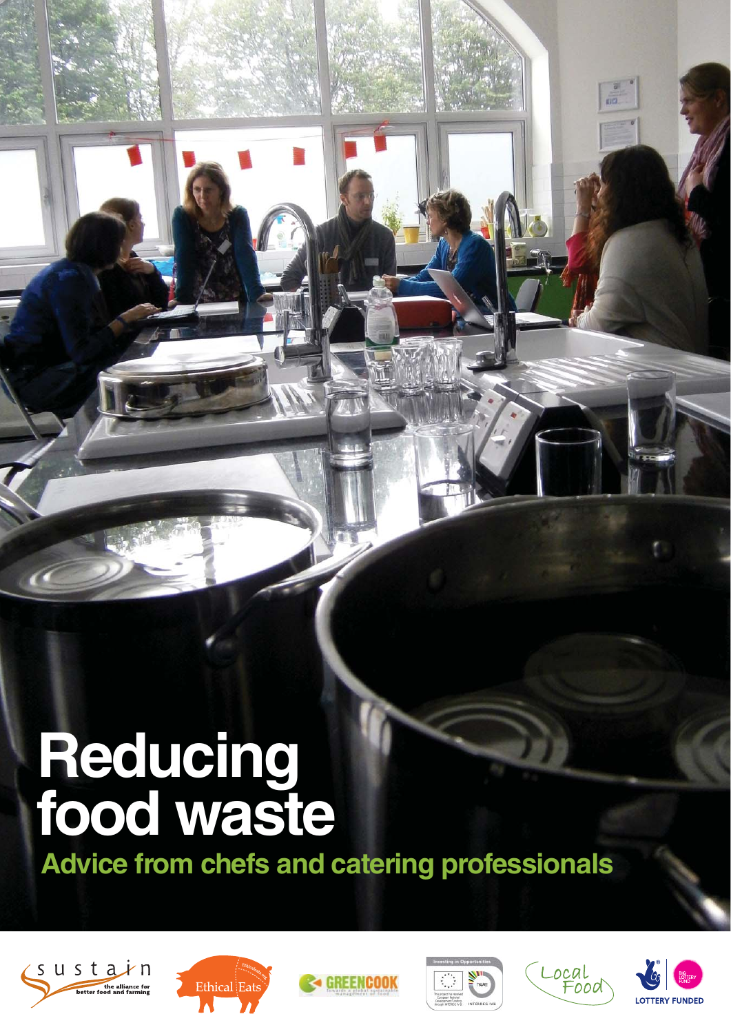# Reducing food waste

## Advice from chefs and catering professionals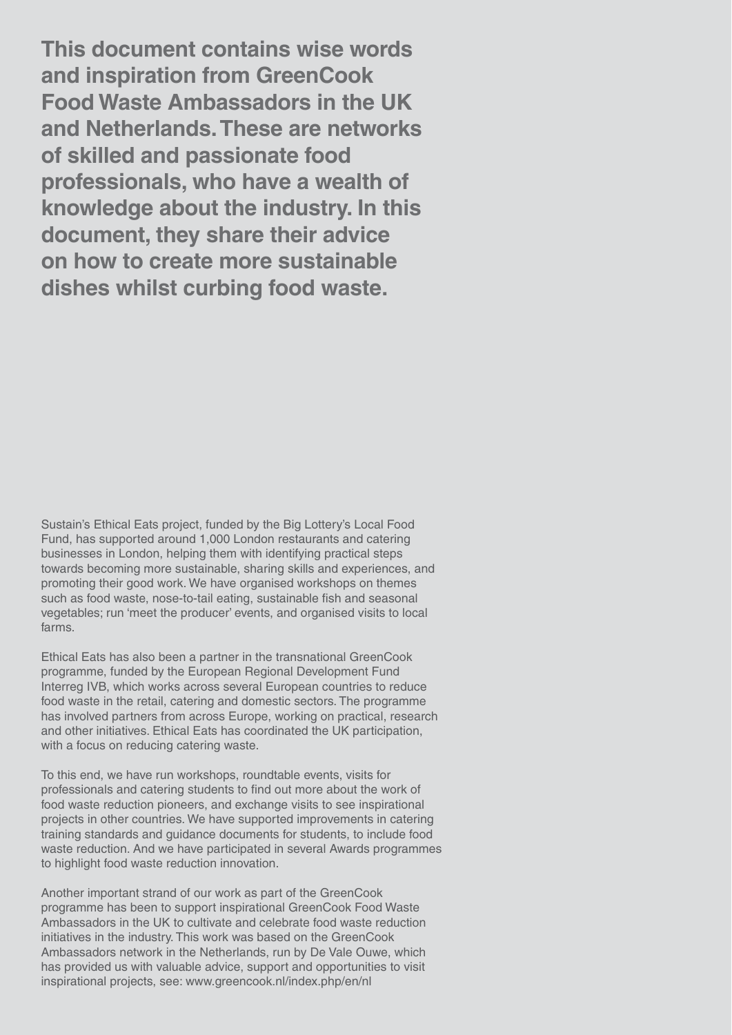**This document contains wise words and inspiration from GreenCook Food Waste Ambassadors in the UK and Netherlands. These are networks of skilled and passionate food professionals, who have a wealth of knowledge about the industry. In this document, they share their advice on how to create more sustainable dishes whilst curbing food waste.**

Sustain's Ethical Eats project, funded by the Big Lottery's Local Food Fund, has supported around 1,000 London restaurants and catering businesses in London, helping them with identifying practical steps towards becoming more sustainable, sharing skills and experiences, and promoting their good work. We have organised workshops on themes such as food waste, nose-to-tail eating, sustainable fish and seasonal vegetables; run 'meet the producer' events, and organised visits to local farms.

Ethical Eats has also been a partner in the transnational GreenCook programme, funded by the European Regional Development Fund Interreg IVB, which works across several European countries to reduce food waste in the retail, catering and domestic sectors. The programme has involved partners from across Europe, working on practical, research and other initiatives. Ethical Eats has coordinated the UK participation, with a focus on reducing catering waste.

To this end, we have run workshops, roundtable events, visits for professionals and catering students to find out more about the work of food waste reduction pioneers, and exchange visits to see inspirational projects in other countries. We have supported improvements in catering training standards and guidance documents for students, to include food waste reduction. And we have participated in several Awards programmes to highlight food waste reduction innovation.

Another important strand of our work as part of the GreenCook programme has been to support inspirational GreenCook Food Waste Ambassadors in the UK to cultivate and celebrate food waste reduction initiatives in the industry. This work was based on the GreenCook Ambassadors network in the Netherlands, run by De Vale Ouwe, which has provided us with valuable advice, support and opportunities to visit inspirational projects, see: www.greencook.nl/index.php/en/nl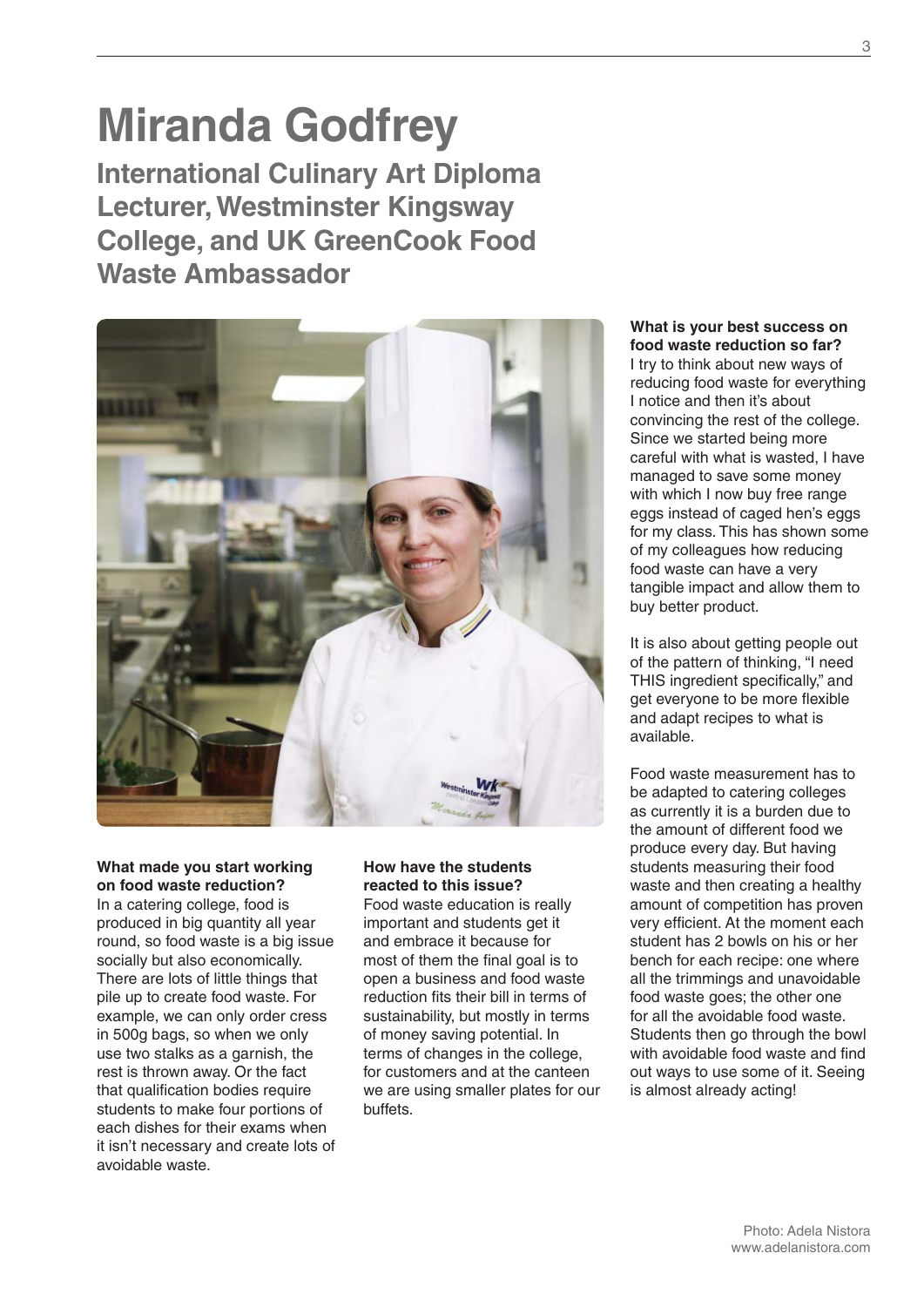# Miranda Godfrey

## International Culinary Art Diploma Lecturer, Westminster Kingsway College, and UK GreenCook Food Waste Ambassador

**What made you start working on food waste reduction?**
In a catering college, food is produced in big quantity all year round, so food waste is a big issue socially but also economically. There are lots of little things that pile up to create food waste. For example, we can only order cress in 500g bags, so when we only use two stalks as a garnish, the rest is thrown away. Or the fact that qualification bodies require students to make four portions of each dishes for their exams when it isn't necessary and create lots of avoidable waste.

**How have the students reacted to this issue?**
Food waste education is really important and students get it and embrace it because for most of them the final goal is to open a business and food waste reduction fits their bill in terms of sustainability, but mostly in terms of money saving potential. In terms of changes in the college, for customers and at the canteen we are using smaller plates for our buffets.

**What is your best success on food waste reduction so far?**
I try to think about new ways of reducing food waste for everything I notice and then it's about convincing the rest of the college. Since we started being more careful with what is wasted, I have managed to save some money with which I now buy free range eggs instead of caged hen's eggs for my class. This has shown some of my colleagues how reducing food waste can have a very tangible impact and allow them to buy better product.

It is also about getting people out of the pattern of thinking, "I need THIS ingredient specifically," and get everyone to be more flexible and adapt recipes to what is available.

Food waste measurement has to be adapted to catering colleges as currently it is a burden due to the amount of different food we produce every day. But having students measuring their food waste and then creating a healthy amount of competition has proven very efficient. At the moment each student has 2 bowls on his or her bench for each recipe: one where all the trimmings and unavoidable food waste goes; the other one for all the avoidable food waste. Students then go through the bowl with avoidable food waste and find out ways to use some of it. Seeing is almost already acting!

Photo: Adela Nistora
www.adelanistora.com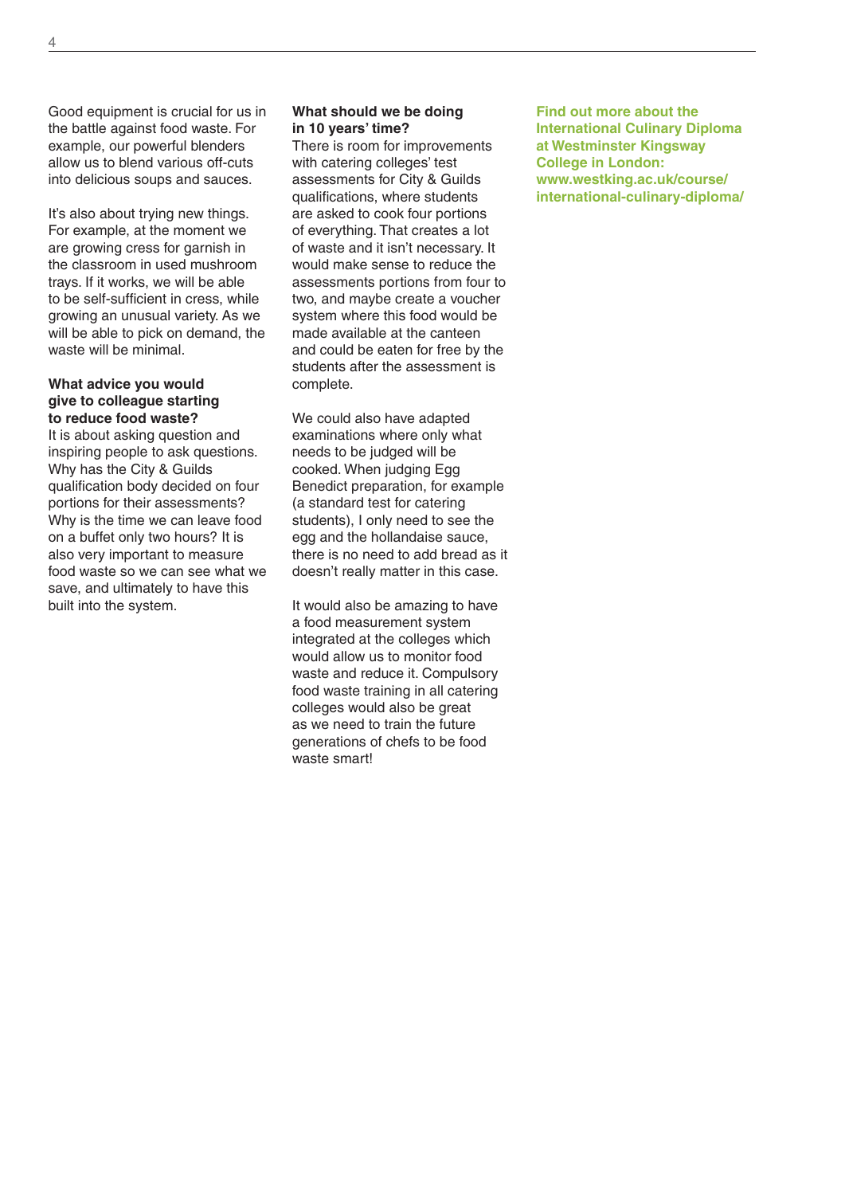Good equipment is crucial for us in the battle against food waste. For example, our powerful blenders allow us to blend various off-cuts into delicious soups and sauces.

It's also about trying new things. For example, at the moment we are growing cress for garnish in the classroom in used mushroom trays. If it works, we will be able to be self-sufficient in cress, while growing an unusual variety. As we will be able to pick on demand, the waste will be minimal.

**What advice you would give to colleague starting to reduce food waste?**

It is about asking question and inspiring people to ask questions. Why has the City & Guilds qualification body decided on four portions for their assessments? Why is the time we can leave food on a buffet only two hours? It is also very important to measure food waste so we can see what we save, and ultimately to have this built into the system.

**What should we be doing in 10 years' time?**

There is room for improvements with catering colleges' test assessments for City & Guilds qualifications, where students are asked to cook four portions of everything. That creates a lot of waste and it isn't necessary. It would make sense to reduce the assessments portions from four to two, and maybe create a voucher system where this food would be made available at the canteen and could be eaten for free by the students after the assessment is complete.

We could also have adapted examinations where only what needs to be judged will be cooked. When judging Egg Benedict preparation, for example (a standard test for catering students), I only need to see the egg and the hollandaise sauce, there is no need to add bread as it doesn't really matter in this case.

It would also be amazing to have a food measurement system integrated at the colleges which would allow us to monitor food waste and reduce it. Compulsory food waste training in all catering colleges would also be great as we need to train the future generations of chefs to be food waste smart!

**Find out more about the International Culinary Diploma at Westminster Kingsway College in London: www.westking.ac.uk/course/international-culinary-diploma/**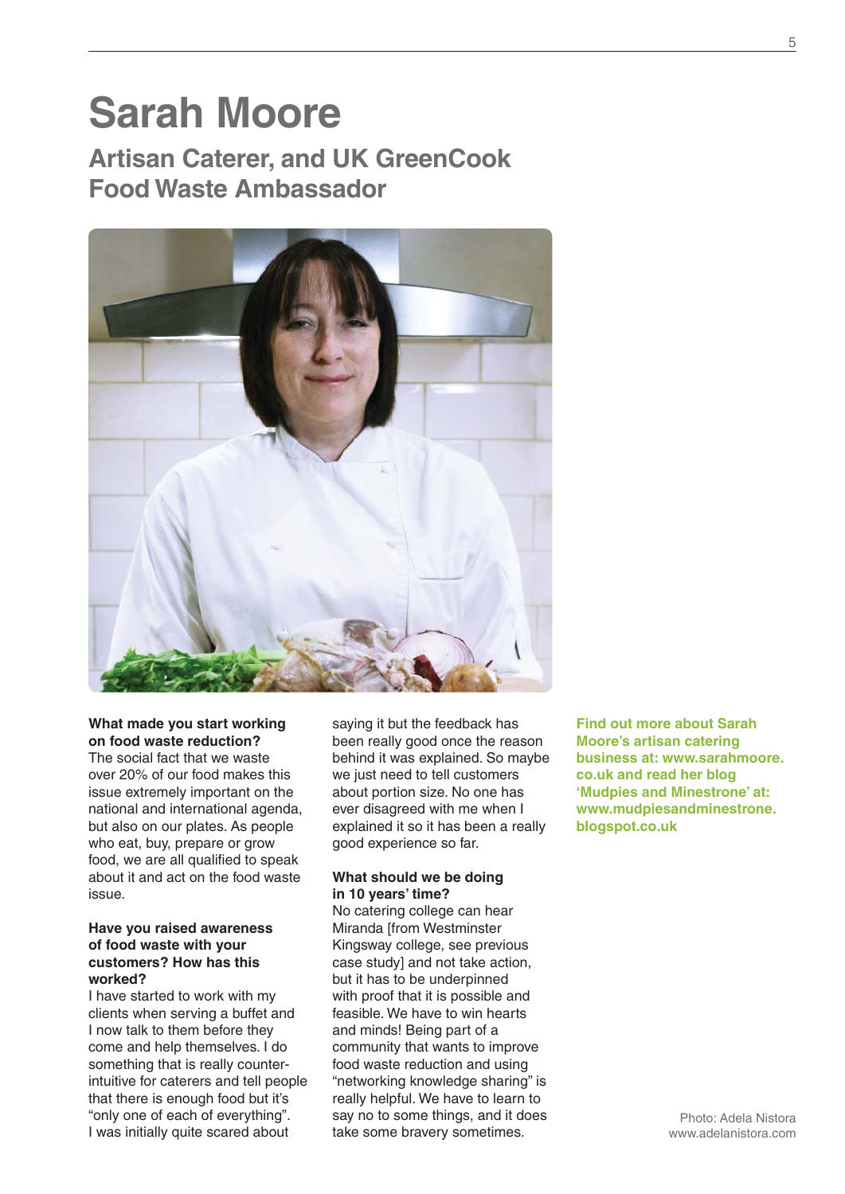# Sarah Moore

## Artisan Caterer, and UK GreenCook Food Waste Ambassador

**What made you start working on food waste reduction?**
The social fact that we waste over 20% of our food makes this issue extremely important on the national and international agenda, but also on our plates. As people who eat, buy, prepare or grow food, we are all qualified to speak about it and act on the food waste issue.

**Have you raised awareness of food waste with your customers? How has this worked?**
I have started to work with my clients when serving a buffet and I now talk to them before they come and help themselves. I do something that is really counter-intuitive for caterers and tell people that there is enough food but it's "only one of each of everything". I was initially quite scared about saying it but the feedback has been really good once the reason behind it was explained. So maybe we just need to tell customers about portion size. No one has ever disagreed with me when I explained it so it has been a really good experience so far.

**What should we be doing in 10 years' time?**
No catering college can hear Miranda [from Westminster Kingsway college, see previous case study] and not take action, but it has to be underpinned with proof that it is possible and feasible. We have to win hearts and minds! Being part of a community that wants to improve food waste reduction and using "networking knowledge sharing" is really helpful. We have to learn to say no to some things, and it does take some bravery sometimes.

**Find out more about Sarah Moore's artisan catering business at: www.sarahmoore.co.uk and read her blog 'Mudpies and Minestrone' at: www.mudpiesandminestrone.blogspot.co.uk**

Photo: Adela Nistora
www.adelanistora.com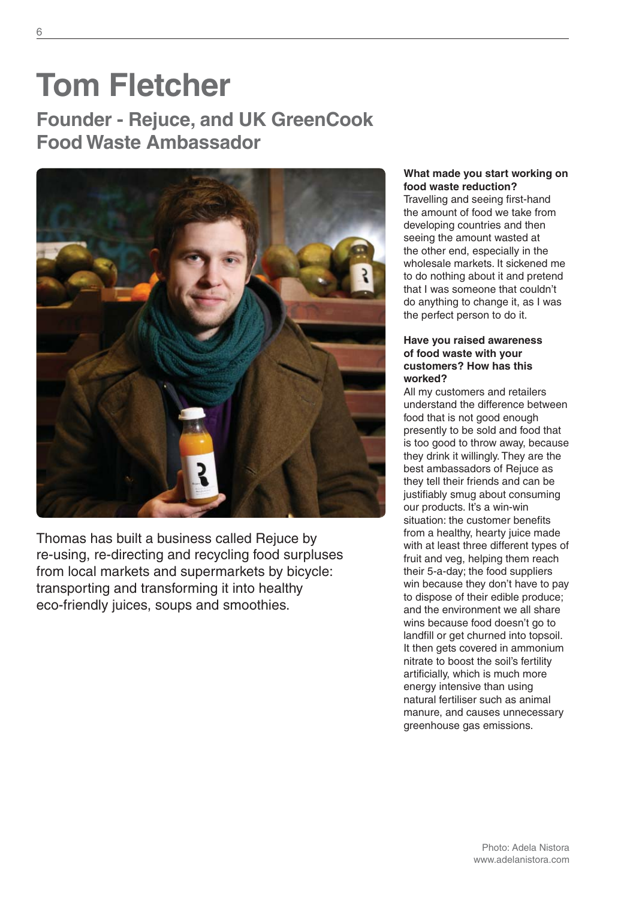# Tom Fletcher

## Founder - Rejuce, and UK GreenCook Food Waste Ambassador

Thomas has built a business called Rejuce by re-using, re-directing and recycling food surpluses from local markets and supermarkets by bicycle: transporting and transforming it into healthy eco-friendly juices, soups and smoothies.

**What made you start working on food waste reduction?**

Travelling and seeing first-hand the amount of food we take from developing countries and then seeing the amount wasted at the other end, especially in the wholesale markets. It sickened me to do nothing about it and pretend that I was someone that couldn't do anything to change it, as I was the perfect person to do it.

**Have you raised awareness of food waste with your customers? How has this worked?**

All my customers and retailers understand the difference between food that is not good enough presently to be sold and food that is too good to throw away, because they drink it willingly. They are the best ambassadors of Rejuce as they tell their friends and can be justifiably smug about consuming our products. It's a win-win situation: the customer benefits from a healthy, hearty juice made with at least three different types of fruit and veg, helping them reach their 5-a-day; the food suppliers win because they don't have to pay to dispose of their edible produce; and the environment we all share wins because food doesn't go to landfill or get churned into topsoil. It then gets covered in ammonium nitrate to boost the soil's fertility artificially, which is much more energy intensive than using natural fertiliser such as animal manure, and causes unnecessary greenhouse gas emissions.

Photo: Adela Nistora
www.adelanistora.com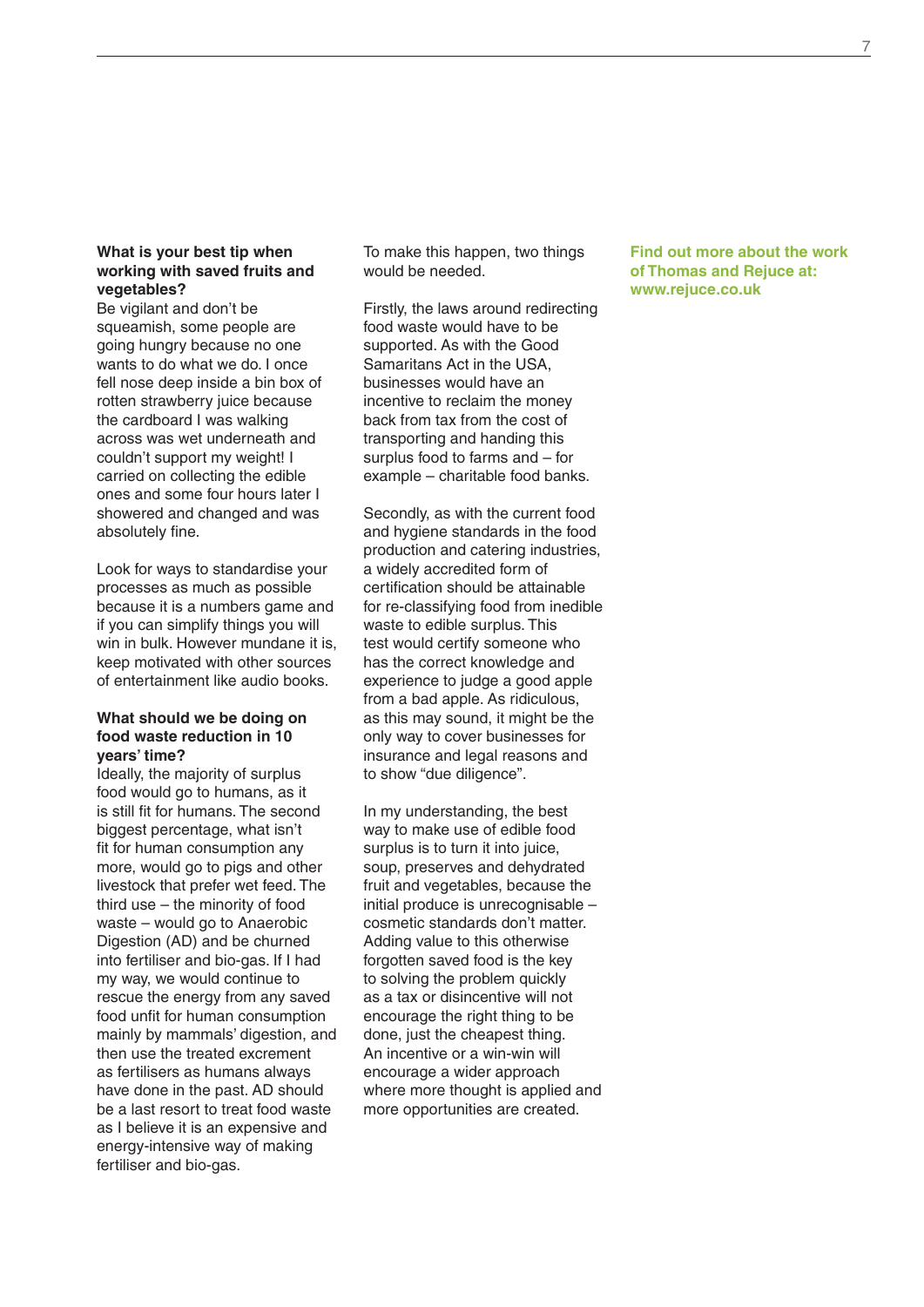**What is your best tip when working with saved fruits and vegetables?**

Be vigilant and don't be squeamish, some people are going hungry because no one wants to do what we do. I once fell nose deep inside a bin box of rotten strawberry juice because the cardboard I was walking across was wet underneath and couldn't support my weight! I carried on collecting the edible ones and some four hours later I showered and changed and was absolutely fine.

Look for ways to standardise your processes as much as possible because it is a numbers game and if you can simplify things you will win in bulk. However mundane it is, keep motivated with other sources of entertainment like audio books.

**What should we be doing on food waste reduction in 10 years' time?**

Ideally, the majority of surplus food would go to humans, as it is still fit for humans. The second biggest percentage, what isn't fit for human consumption any more, would go to pigs and other livestock that prefer wet feed. The third use – the minority of food waste – would go to Anaerobic Digestion (AD) and be churned into fertiliser and bio-gas. If I had my way, we would continue to rescue the energy from any saved food unfit for human consumption mainly by mammals' digestion, and then use the treated excrement as fertilisers as humans always have done in the past. AD should be a last resort to treat food waste as I believe it is an expensive and energy-intensive way of making fertiliser and bio-gas.

To make this happen, two things would be needed.

Firstly, the laws around redirecting food waste would have to be supported. As with the Good Samaritans Act in the USA, businesses would have an incentive to reclaim the money back from tax from the cost of transporting and handing this surplus food to farms and – for example – charitable food banks.

Secondly, as with the current food and hygiene standards in the food production and catering industries, a widely accredited form of certification should be attainable for re-classifying food from inedible waste to edible surplus. This test would certify someone who has the correct knowledge and experience to judge a good apple from a bad apple. As ridiculous, as this may sound, it might be the only way to cover businesses for insurance and legal reasons and to show "due diligence".

In my understanding, the best way to make use of edible food surplus is to turn it into juice, soup, preserves and dehydrated fruit and vegetables, because the initial produce is unrecognisable – cosmetic standards don't matter. Adding value to this otherwise forgotten saved food is the key to solving the problem quickly as a tax or disincentive will not encourage the right thing to be done, just the cheapest thing. An incentive or a win-win will encourage a wider approach where more thought is applied and more opportunities are created.

**Find out more about the work of Thomas and Rejuce at: www.rejuce.co.uk**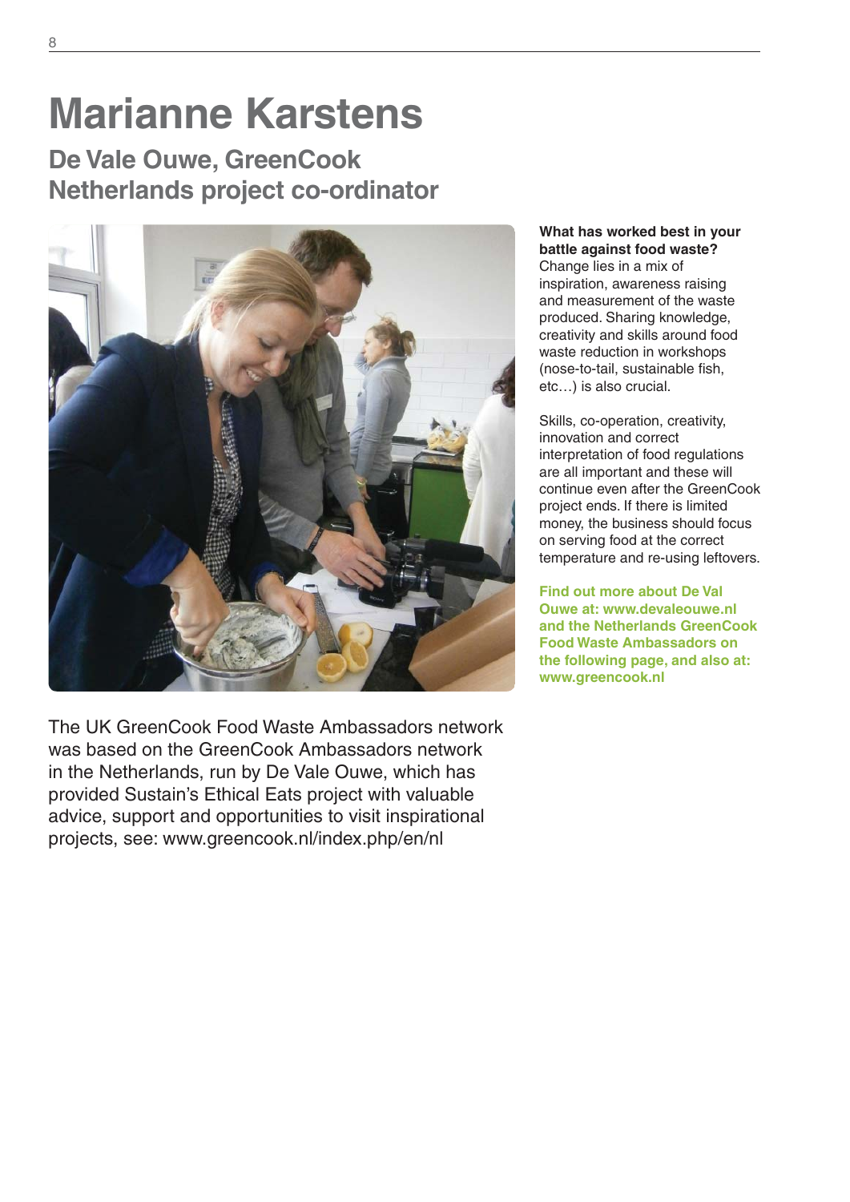# Marianne Karstens

## De Vale Ouwe, GreenCook Netherlands project co-ordinator

The UK GreenCook Food Waste Ambassadors network was based on the GreenCook Ambassadors network in the Netherlands, run by De Vale Ouwe, which has provided Sustain's Ethical Eats project with valuable advice, support and opportunities to visit inspirational projects, see: www.greencook.nl/index.php/en/nl

**What has worked best in your battle against food waste?**
Change lies in a mix of inspiration, awareness raising and measurement of the waste produced. Sharing knowledge, creativity and skills around food waste reduction in workshops (nose-to-tail, sustainable fish, etc…) is also crucial.

Skills, co-operation, creativity, innovation and correct interpretation of food regulations are all important and these will continue even after the GreenCook project ends. If there is limited money, the business should focus on serving food at the correct temperature and re-using leftovers.

**Find out more about De Val Ouwe at: www.devaleouwe.nl and the Netherlands GreenCook Food Waste Ambassadors on the following page, and also at: www.greencook.nl**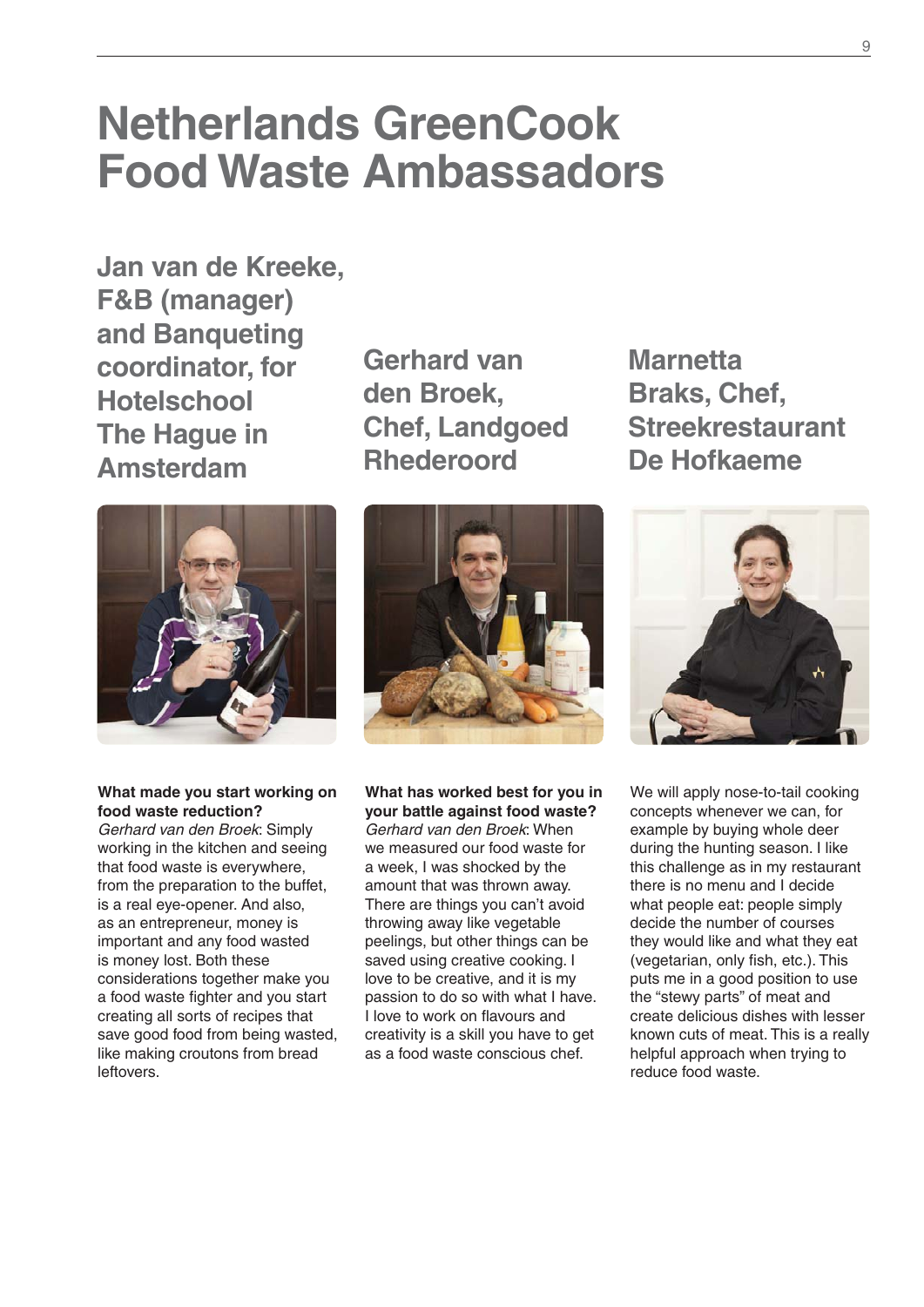# Netherlands GreenCook Food Waste Ambassadors

## Jan van de Kreeke, F&B (manager) and Banqueting coordinator, for Hotelschool The Hague in Amsterdam

## Gerhard van den Broek, Chef, Landgoed Rhederoord

## Marnetta Braks, Chef, Streekrestaurant De Hofkaeme

**What made you start working on food waste reduction?**
*Gerhard van den Broek*: Simply working in the kitchen and seeing that food waste is everywhere, from the preparation to the buffet, is a real eye-opener. And also, as an entrepreneur, money is important and any food wasted is money lost. Both these considerations together make you a food waste fighter and you start creating all sorts of recipes that save good food from being wasted, like making croutons from bread leftovers.

**What has worked best for you in your battle against food waste?**
*Gerhard van den Broek*: When we measured our food waste for a week, I was shocked by the amount that was thrown away. There are things you can't avoid throwing away like vegetable peelings, but other things can be saved using creative cooking. I love to be creative, and it is my passion to do so with what I have. I love to work on flavours and creativity is a skill you have to get as a food waste conscious chef.

We will apply nose-to-tail cooking concepts whenever we can, for example by buying whole deer during the hunting season. I like this challenge as in my restaurant there is no menu and I decide what people eat: people simply decide the number of courses they would like and what they eat (vegetarian, only fish, etc.). This puts me in a good position to use the "stewy parts" of meat and create delicious dishes with lesser known cuts of meat. This is a really helpful approach when trying to reduce food waste.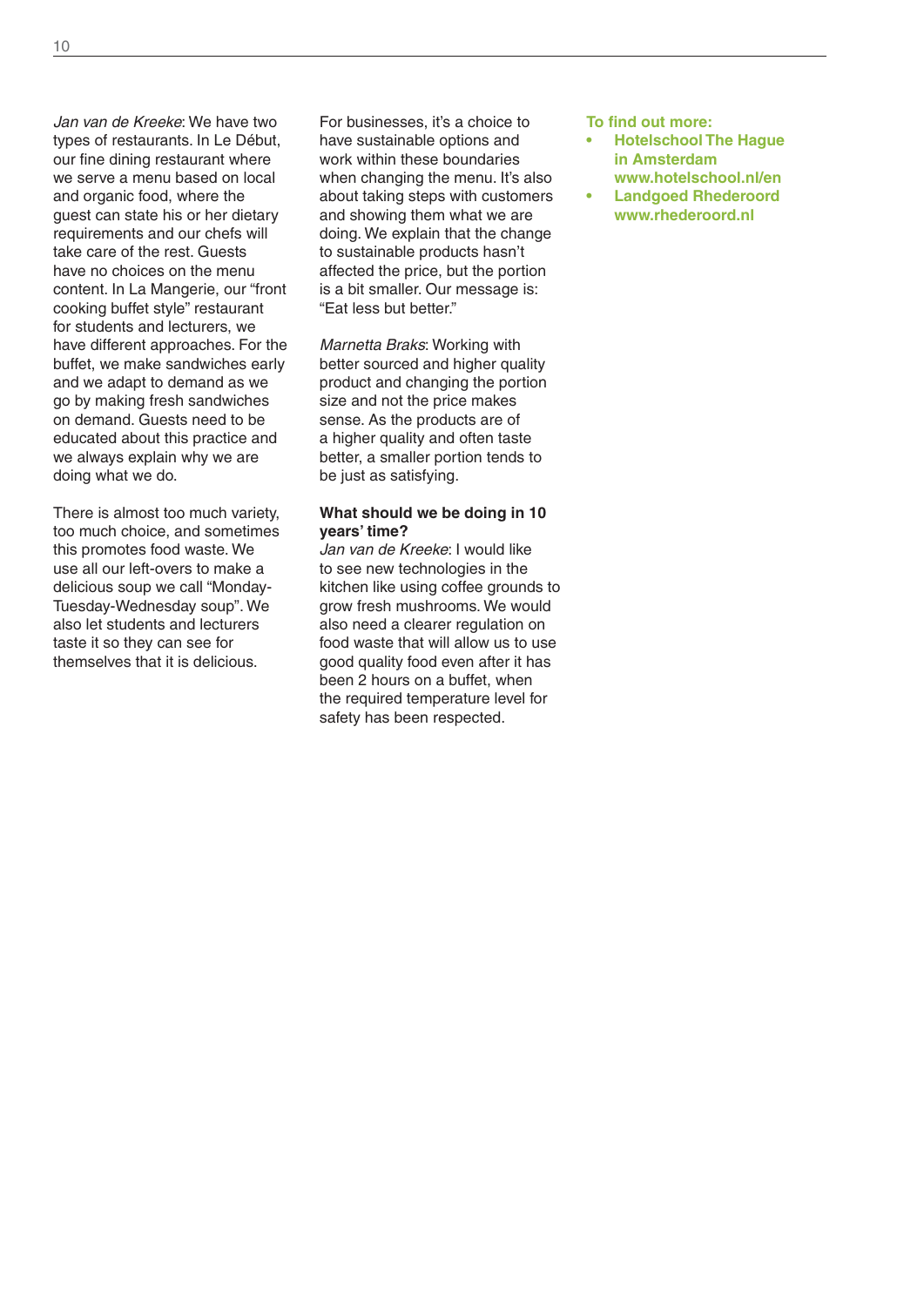*Jan van de Kreeke*: We have two types of restaurants. In Le Début, our fine dining restaurant where we serve a menu based on local and organic food, where the guest can state his or her dietary requirements and our chefs will take care of the rest. Guests have no choices on the menu content. In La Mangerie, our "front cooking buffet style" restaurant for students and lecturers, we have different approaches. For the buffet, we make sandwiches early and we adapt to demand as we go by making fresh sandwiches on demand. Guests need to be educated about this practice and we always explain why we are doing what we do.

There is almost too much variety, too much choice, and sometimes this promotes food waste. We use all our left-overs to make a delicious soup we call "Monday-Tuesday-Wednesday soup". We also let students and lecturers taste it so they can see for themselves that it is delicious.

For businesses, it's a choice to have sustainable options and work within these boundaries when changing the menu. It's also about taking steps with customers and showing them what we are doing. We explain that the change to sustainable products hasn't affected the price, but the portion is a bit smaller. Our message is: "Eat less but better."

*Marnetta Braks*: Working with better sourced and higher quality product and changing the portion size and not the price makes sense. As the products are of a higher quality and often taste better, a smaller portion tends to be just as satisfying.

**What should we be doing in 10 years' time?**

*Jan van de Kreeke*: I would like to see new technologies in the kitchen like using coffee grounds to grow fresh mushrooms. We would also need a clearer regulation on food waste that will allow us to use good quality food even after it has been 2 hours on a buffet, when the required temperature level for safety has been respected.

**To find out more:**

- **Hotelschool The Hague in Amsterdam www.hotelschool.nl/en**
- **Landgoed Rhederoord www.rhederoord.nl**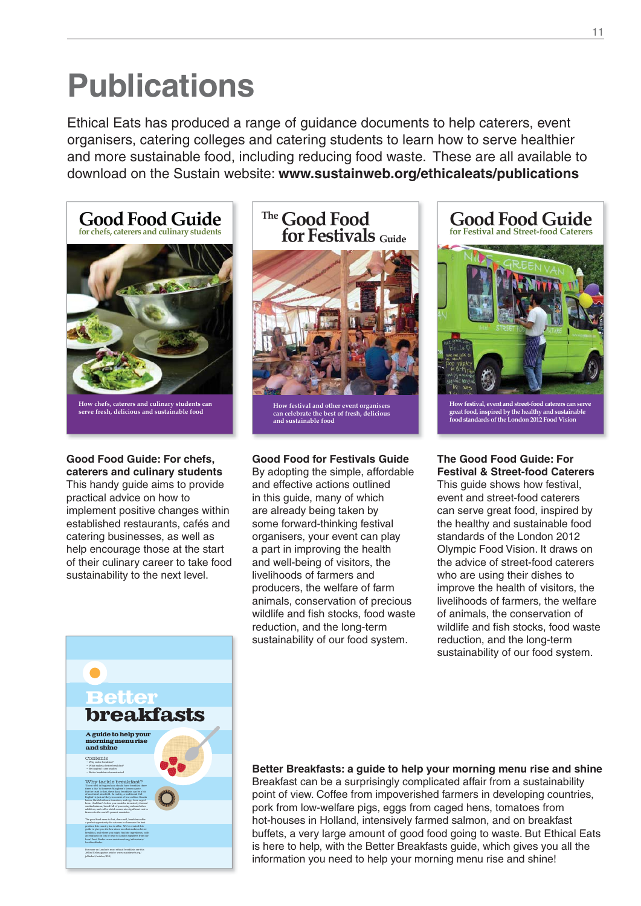# Publications

Ethical Eats has produced a range of guidance documents to help caterers, event organisers, catering colleges and catering students to learn how to serve healthier and more sustainable food, including reducing food waste. These are all available to download on the Sustain website: **www.sustainweb.org/ethicaleats/publications**

**Good Food Guide: For chefs, caterers and culinary students**
This handy guide aims to provide practical advice on how to implement positive changes within established restaurants, cafés and catering businesses, as well as help encourage those at the start of their culinary career to take food sustainability to the next level.

**Good Food for Festivals Guide**
By adopting the simple, affordable and effective actions outlined in this guide, many of which are already being taken by some forward-thinking festival organisers, your event can play a part in improving the health and well-being of visitors, the livelihoods of farmers and producers, the welfare of farm animals, conservation of precious wildlife and fish stocks, food waste reduction, and the long-term sustainability of our food system.

**The Good Food Guide: For Festival & Street-food Caterers**
This guide shows how festival, event and street-food caterers can serve great food, inspired by the healthy and sustainable food standards of the London 2012 Olympic Food Vision. It draws on the advice of street-food caterers who are using their dishes to improve the health of visitors, the livelihoods of farmers, the welfare of animals, the conservation of wildlife and fish stocks, food waste reduction, and the long-term sustainability of our food system.

**Better Breakfasts: a guide to help your morning menu rise and shine**
Breakfast can be a surprisingly complicated affair from a sustainability point of view. Coffee from impoverished farmers in developing countries, pork from low-welfare pigs, eggs from caged hens, tomatoes from hot-houses in Holland, intensively farmed salmon, and on breakfast buffets, a very large amount of good food going to waste. But Ethical Eats is here to help, with the Better Breakfasts guide, which gives you all the information you need to help your morning menu rise and shine!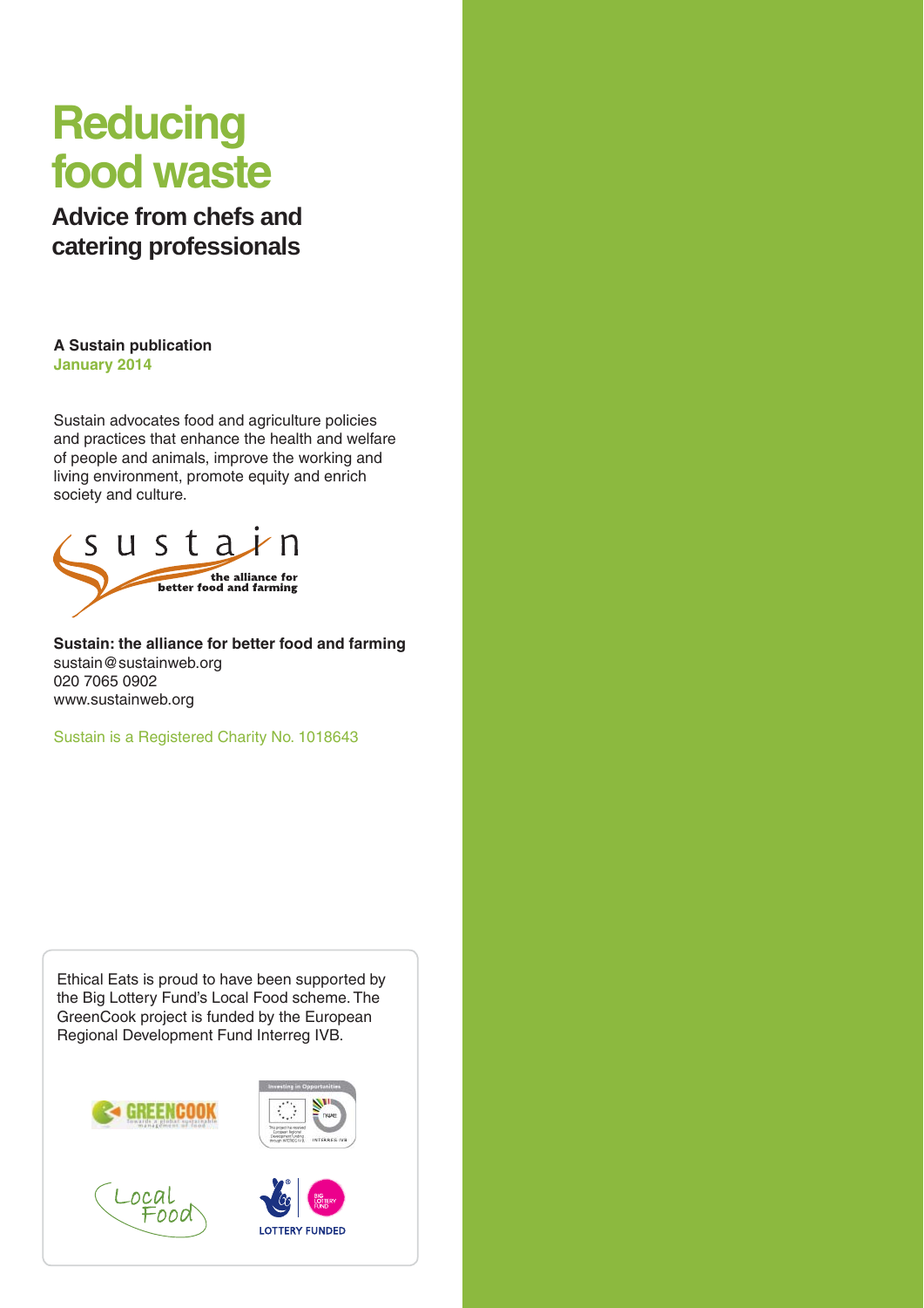# Reducing food waste

## Advice from chefs and catering professionals

**A Sustain publication**
**January 2014**

Sustain advocates food and agriculture policies and practices that enhance the health and welfare of people and animals, improve the working and living environment, promote equity and enrich society and culture.

sustain
the alliance for better food and farming

**Sustain: the alliance for better food and farming**
sustain@sustainweb.org
020 7065 0902
www.sustainweb.org

Sustain is a Registered Charity No. 1018643

Ethical Eats is proud to have been supported by the Big Lottery Fund's Local Food scheme. The GreenCook project is funded by the European Regional Development Fund Interreg IVB.

GREENCOOK

Local Food

LOTTERY FUNDED